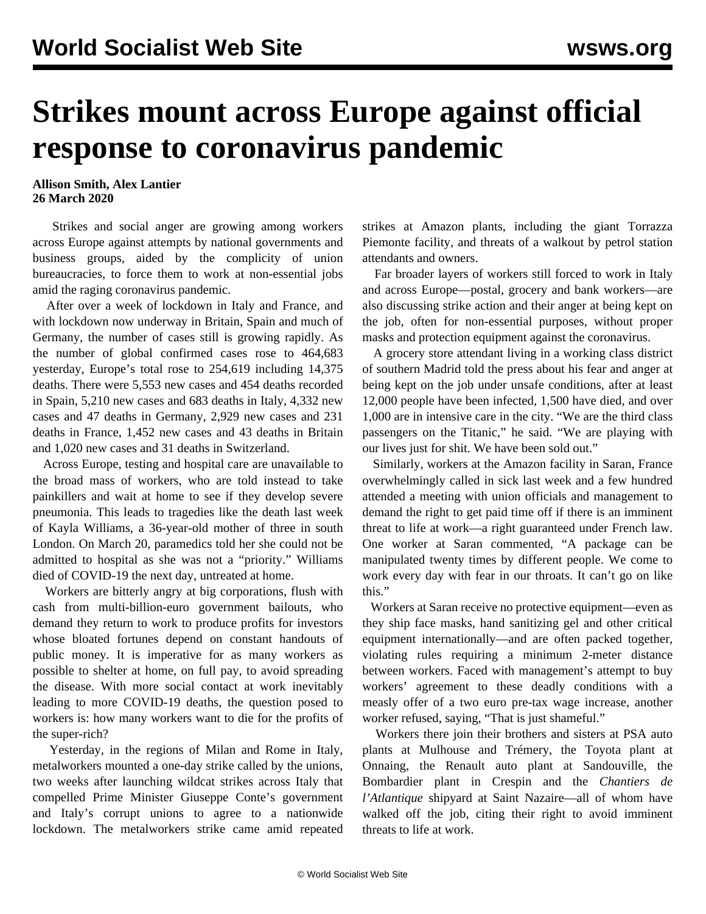# Strikes mount across Europe against official response to coronavirus pandemic

**Allison Smith, Alex Lantier**
**26 March 2020**

Strikes and social anger are growing among workers across Europe against attempts by national governments and business groups, aided by the complicity of union bureaucracies, to force them to work at non-essential jobs amid the raging coronavirus pandemic.

After over a week of lockdown in Italy and France, and with lockdown now underway in Britain, Spain and much of Germany, the number of cases still is growing rapidly. As the number of global confirmed cases rose to 464,683 yesterday, Europe's total rose to 254,619 including 14,375 deaths. There were 5,553 new cases and 454 deaths recorded in Spain, 5,210 new cases and 683 deaths in Italy, 4,332 new cases and 47 deaths in Germany, 2,929 new cases and 231 deaths in France, 1,452 new cases and 43 deaths in Britain and 1,020 new cases and 31 deaths in Switzerland.

Across Europe, testing and hospital care are unavailable to the broad mass of workers, who are told instead to take painkillers and wait at home to see if they develop severe pneumonia. This leads to tragedies like the death last week of Kayla Williams, a 36-year-old mother of three in south London. On March 20, paramedics told her she could not be admitted to hospital as she was not a "priority." Williams died of COVID-19 the next day, untreated at home.

Workers are bitterly angry at big corporations, flush with cash from multi-billion-euro government bailouts, who demand they return to work to produce profits for investors whose bloated fortunes depend on constant handouts of public money. It is imperative for as many workers as possible to shelter at home, on full pay, to avoid spreading the disease. With more social contact at work inevitably leading to more COVID-19 deaths, the question posed to workers is: how many workers want to die for the profits of the super-rich?

Yesterday, in the regions of Milan and Rome in Italy, metalworkers mounted a one-day strike called by the unions, two weeks after launching wildcat strikes across Italy that compelled Prime Minister Giuseppe Conte's government and Italy's corrupt unions to agree to a nationwide lockdown. The metalworkers strike came amid repeated strikes at Amazon plants, including the giant Torrazza Piemonte facility, and threats of a walkout by petrol station attendants and owners.

Far broader layers of workers still forced to work in Italy and across Europe—postal, grocery and bank workers—are also discussing strike action and their anger at being kept on the job, often for non-essential purposes, without proper masks and protection equipment against the coronavirus.

A grocery store attendant living in a working class district of southern Madrid told the press about his fear and anger at being kept on the job under unsafe conditions, after at least 12,000 people have been infected, 1,500 have died, and over 1,000 are in intensive care in the city. "We are the third class passengers on the Titanic," he said. "We are playing with our lives just for shit. We have been sold out."

Similarly, workers at the Amazon facility in Saran, France overwhelmingly called in sick last week and a few hundred attended a meeting with union officials and management to demand the right to get paid time off if there is an imminent threat to life at work—a right guaranteed under French law. One worker at Saran commented, "A package can be manipulated twenty times by different people. We come to work every day with fear in our throats. It can't go on like this."

Workers at Saran receive no protective equipment—even as they ship face masks, hand sanitizing gel and other critical equipment internationally—and are often packed together, violating rules requiring a minimum 2-meter distance between workers. Faced with management's attempt to buy workers' agreement to these deadly conditions with a measly offer of a two euro pre-tax wage increase, another worker refused, saying, "That is just shameful."

Workers there join their brothers and sisters at PSA auto plants at Mulhouse and Trémery, the Toyota plant at Onnaing, the Renault auto plant at Sandouville, the Bombardier plant in Crespin and the *Chantiers de l'Atlantique* shipyard at Saint Nazaire—all of whom have walked off the job, citing their right to avoid imminent threats to life at work.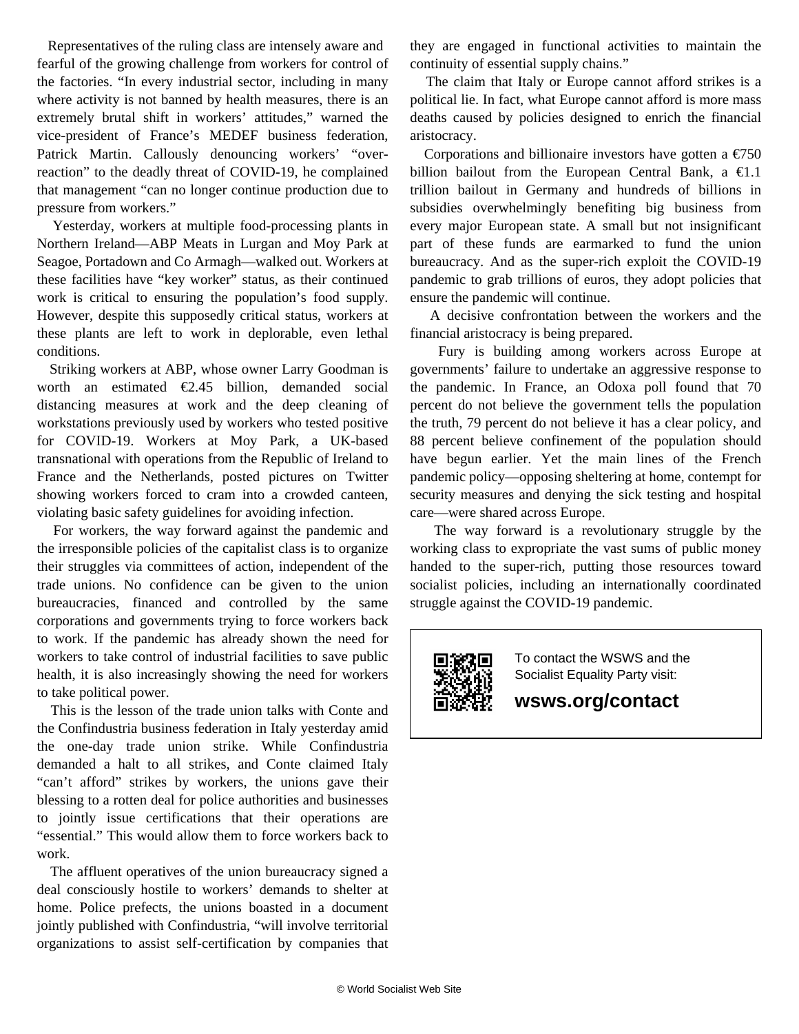Representatives of the ruling class are intensely aware and fearful of the growing challenge from workers for control of the factories. "In every industrial sector, including in many where activity is not banned by health measures, there is an extremely brutal shift in workers' attitudes," warned the vice-president of France's MEDEF business federation, Patrick Martin. Callously denouncing workers' "over-reaction" to the deadly threat of COVID-19, he complained that management "can no longer continue production due to pressure from workers."

Yesterday, workers at multiple food-processing plants in Northern Ireland—ABP Meats in Lurgan and Moy Park at Seagoe, Portadown and Co Armagh—walked out. Workers at these facilities have "key worker" status, as their continued work is critical to ensuring the population's food supply. However, despite this supposedly critical status, workers at these plants are left to work in deplorable, even lethal conditions.

Striking workers at ABP, whose owner Larry Goodman is worth an estimated €2.45 billion, demanded social distancing measures at work and the deep cleaning of workstations previously used by workers who tested positive for COVID-19. Workers at Moy Park, a UK-based transnational with operations from the Republic of Ireland to France and the Netherlands, posted pictures on Twitter showing workers forced to cram into a crowded canteen, violating basic safety guidelines for avoiding infection.

For workers, the way forward against the pandemic and the irresponsible policies of the capitalist class is to organize their struggles via committees of action, independent of the trade unions. No confidence can be given to the union bureaucracies, financed and controlled by the same corporations and governments trying to force workers back to work. If the pandemic has already shown the need for workers to take control of industrial facilities to save public health, it is also increasingly showing the need for workers to take political power.

This is the lesson of the trade union talks with Conte and the Confindustria business federation in Italy yesterday amid the one-day trade union strike. While Confindustria demanded a halt to all strikes, and Conte claimed Italy "can't afford" strikes by workers, the unions gave their blessing to a rotten deal for police authorities and businesses to jointly issue certifications that their operations are "essential." This would allow them to force workers back to work.

The affluent operatives of the union bureaucracy signed a deal consciously hostile to workers' demands to shelter at home. Police prefects, the unions boasted in a document jointly published with Confindustria, "will involve territorial organizations to assist self-certification by companies that they are engaged in functional activities to maintain the continuity of essential supply chains."

The claim that Italy or Europe cannot afford strikes is a political lie. In fact, what Europe cannot afford is more mass deaths caused by policies designed to enrich the financial aristocracy.

Corporations and billionaire investors have gotten a €750 billion bailout from the European Central Bank, a €1.1 trillion bailout in Germany and hundreds of billions in subsidies overwhelmingly benefiting big business from every major European state. A small but not insignificant part of these funds are earmarked to fund the union bureaucracy. And as the super-rich exploit the COVID-19 pandemic to grab trillions of euros, they adopt policies that ensure the pandemic will continue.

A decisive confrontation between the workers and the financial aristocracy is being prepared.

Fury is building among workers across Europe at governments' failure to undertake an aggressive response to the pandemic. In France, an Odoxa poll found that 70 percent do not believe the government tells the population the truth, 79 percent do not believe it has a clear policy, and 88 percent believe confinement of the population should have begun earlier. Yet the main lines of the French pandemic policy—opposing sheltering at home, contempt for security measures and denying the sick testing and hospital care—were shared across Europe.

The way forward is a revolutionary struggle by the working class to expropriate the vast sums of public money handed to the super-rich, putting those resources toward socialist policies, including an internationally coordinated struggle against the COVID-19 pandemic.

To contact the WSWS and the Socialist Equality Party visit:

**wsws.org/contact**